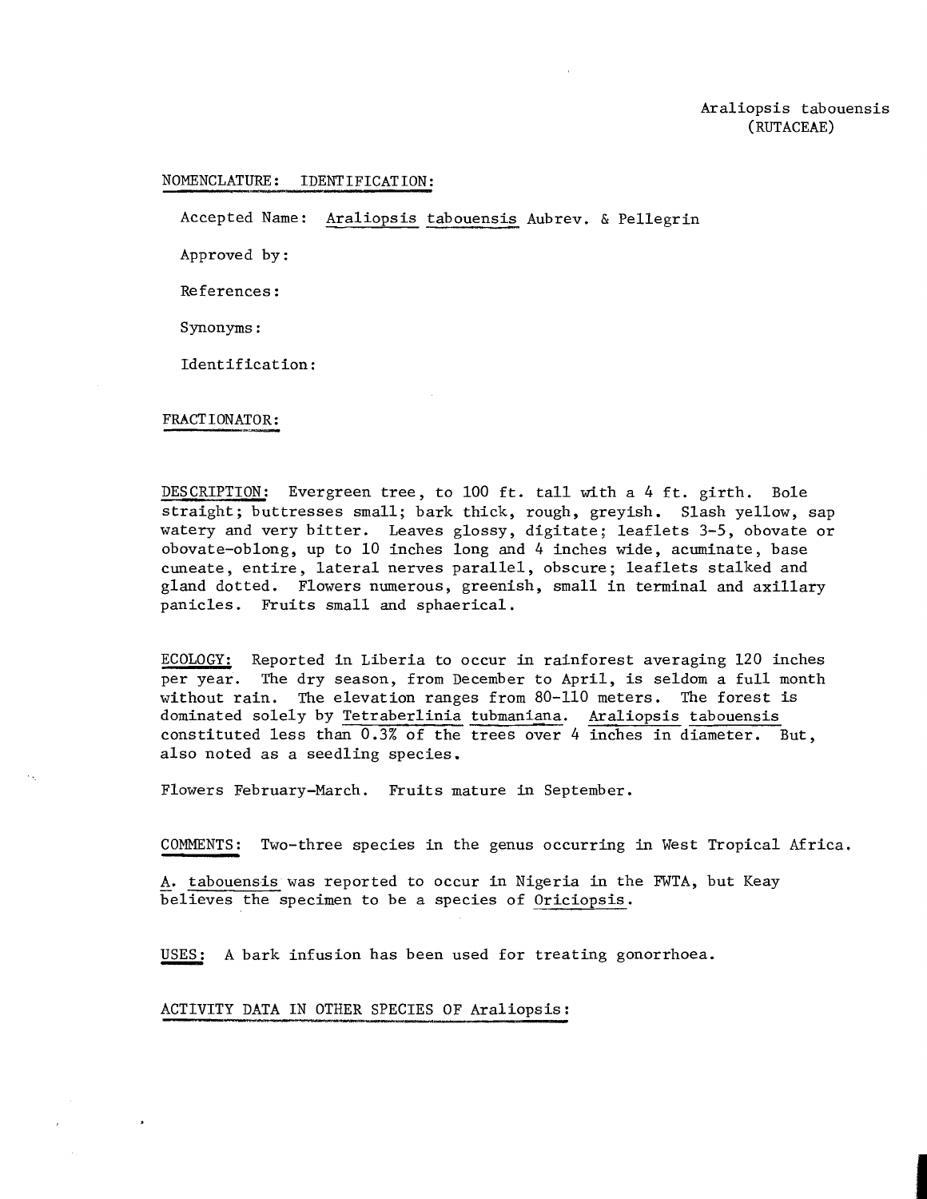Araliopsis tabouensis
(RUTACEAE)

## NOMENCLATURE: IDENTIFICATION:

Accepted Name: *Araliopsis tabouensis* Aubrev. & Pellegrin

Approved by:

References:

Synonyms:

Identification:

## FRACTIONATOR:

**DESCRIPTION:** Evergreen tree, to 100 ft. tall with a 4 ft. girth. Bole straight; buttresses small; bark thick, rough, greyish. Slash yellow, sap watery and very bitter. Leaves glossy, digitate; leaflets 3-5, obovate or obovate-oblong, up to 10 inches long and 4 inches wide, acuminate, base cuneate, entire, lateral nerves parallel, obscure; leaflets stalked and gland dotted. Flowers numerous, greenish, small in terminal and axillary panicles. Fruits small and sphaerical.

**ECOLOGY:** Reported in Liberia to occur in rainforest averaging 120 inches per year. The dry season, from December to April, is seldom a full month without rain. The elevation ranges from 80-110 meters. The forest is dominated solely by *Tetraberlinia tubmaniana*. *Araliopsis tabouensis* constituted less than 0.3% of the trees over 4 inches in diameter. But, also noted as a seedling species.

Flowers February-March. Fruits mature in September.

**COMMENTS:** Two-three species in the genus occurring in West Tropical Africa.

*A. tabouensis* was reported to occur in Nigeria in the FWTA, but Keay believes the specimen to be a species of *Oriciopsis*.

**USES:** A bark infusion has been used for treating gonorrhoea.

## ACTIVITY DATA IN OTHER SPECIES OF *Araliopsis*: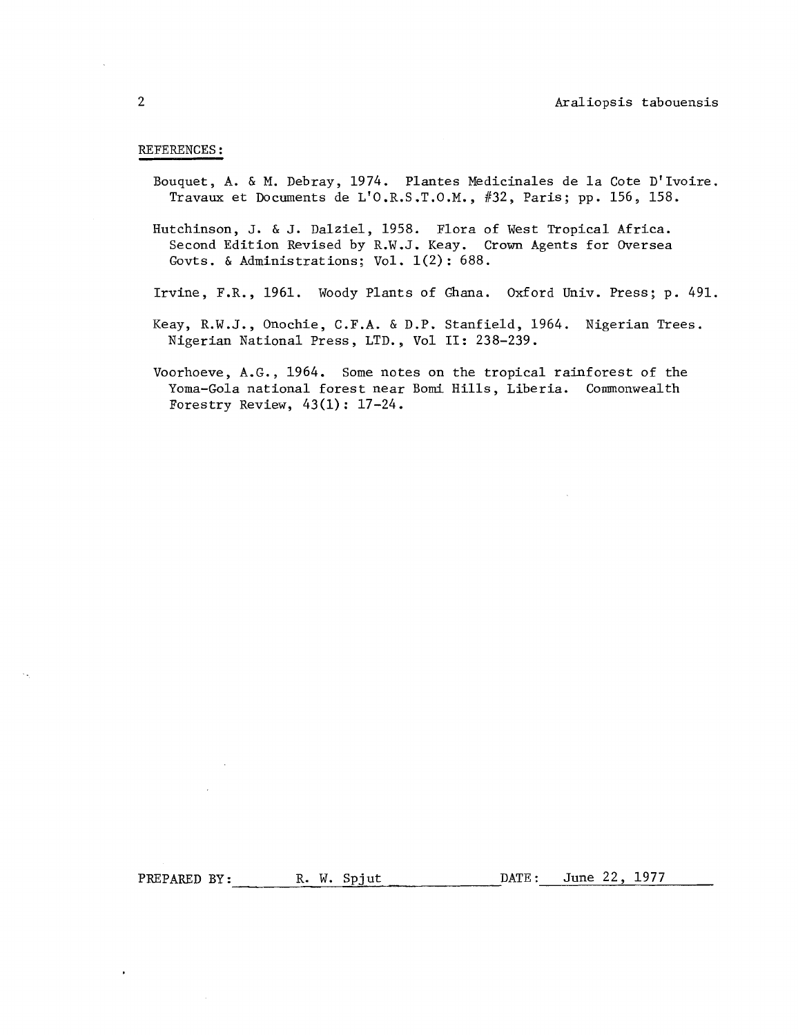## REFERENCES:

Bouquet, A. & M. Debray, 1974. Plantes Medicinales de la Cote D'Ivoire. Travaux et Documents de L'O.R.S.T.O.M., #32, Paris; pp. 156, 158.

Hutchinson, J. & J. Dalziel, 1958. Flora of West Tropical Africa. Second Edition Revised by R.W.J. Keay. Crown Agents for Oversea Govts. & Administrations; Vol. 1(2): 688.

Irvine, F.R., 1961. Woody Plants of Ghana. Oxford Univ. Press; p. 491.

Keay, R.W.J., Onochie, C.F.A. & D.P. Stanfield, 1964. Nigerian Trees. Nigerian National Press, LTD., Vol II: 238-239.

Voorhoeve, A.G., 1964. Some notes on the tropical rainforest of the Yoma-Gola national forest near Bomi Hills, Liberia. Commonwealth Forestry Review, 43(1): 17-24.

PREPARED BY: R. W. Spjut DATE: June 22, 1977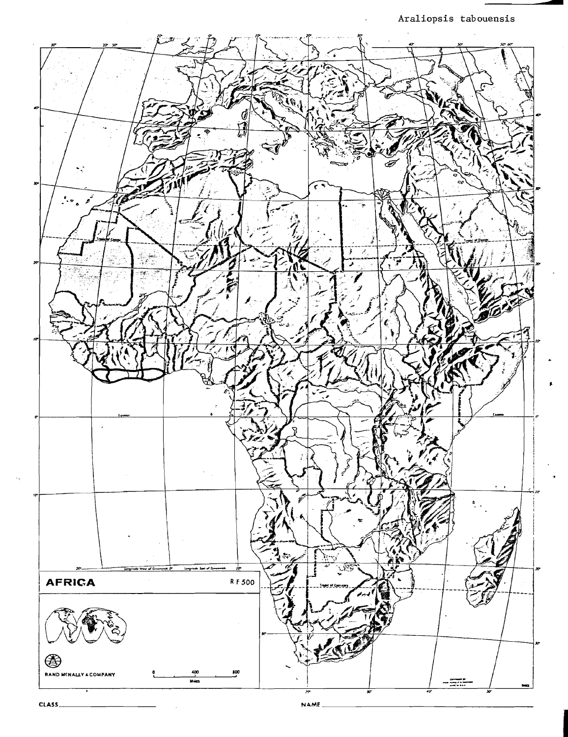Araliopsis tabouensis

AFRICA

R F 500

RAND McNALLY & COMPANY

0 400 800

Miles

CLASS

NAME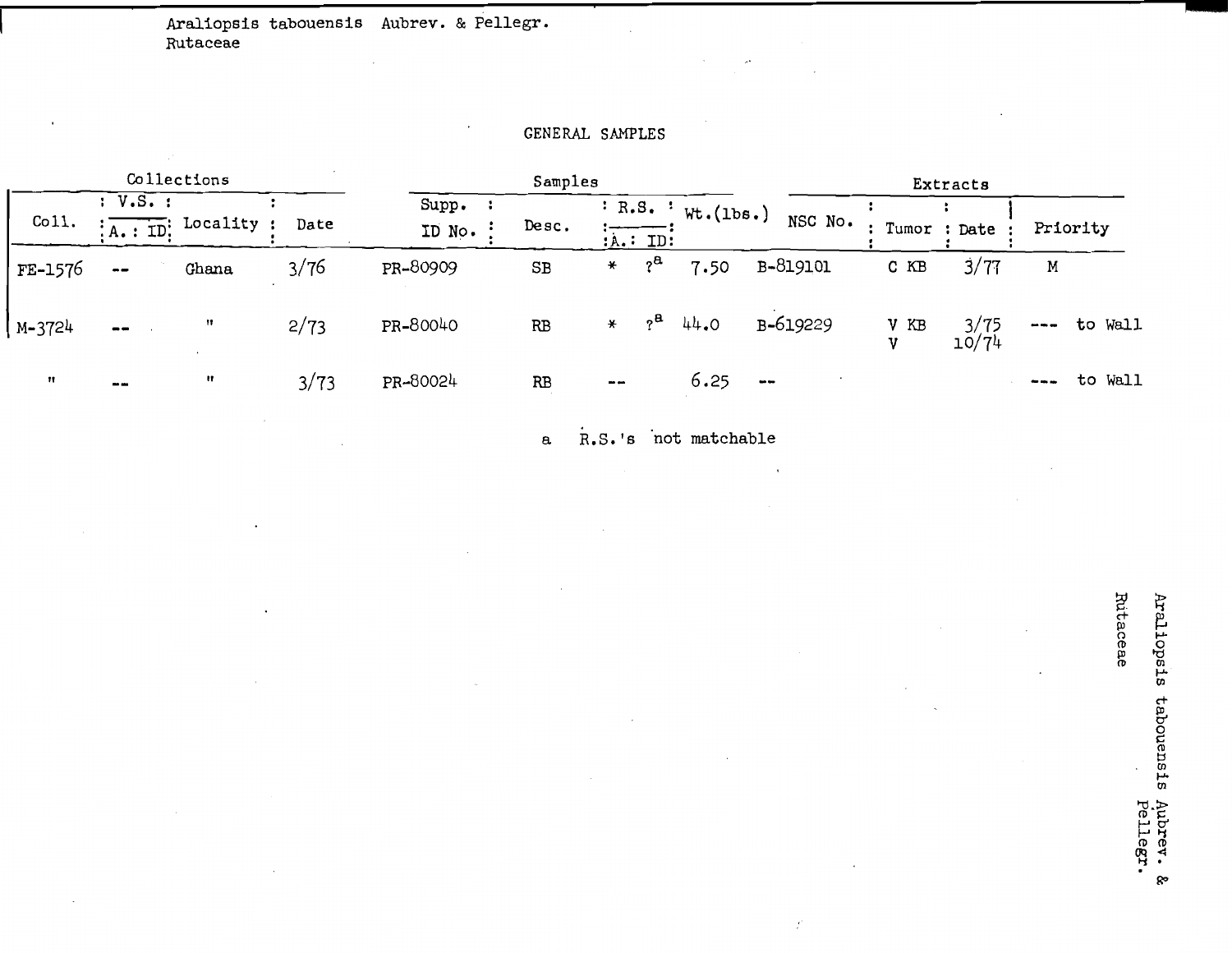Araliopsis tabouensis Aubrev. & Pellegr.
Rutaceae

GENERAL SAMPLES

| Collections | | | | Samples | | | | | Extracts | | | |
|---|---|---|---|---|---|---|---|---|---|---|---|---|
| Coll. | V.S. A. : ID | Locality | Date | Supp. ID No. | Desc. | R.S. A. | R.S. ID | Wt.(lbs.) | NSC No. | Tumor | Date | Priority |
| FE-1576 | -- | Ghana | 3/76 | PR-80909 | SB | * | ?[a] | 7.50 | B-819101 | C KB | 3/77 | M |
| M-3724 | -- | " | 2/73 | PR-80040 | RB | * | ?[a] | 44.0 | B-619229 | V KB<br>V | 3/75<br>10/74 | --- to Wall |
| " | -- | " | 3/73 | PR-80024 | RB | -- | | 6.25 | -- | | | --- to Wall |

a R.S.'s not matchable

Araliopsis tabouensis Aubrev. & Pellegr.
Rutaceae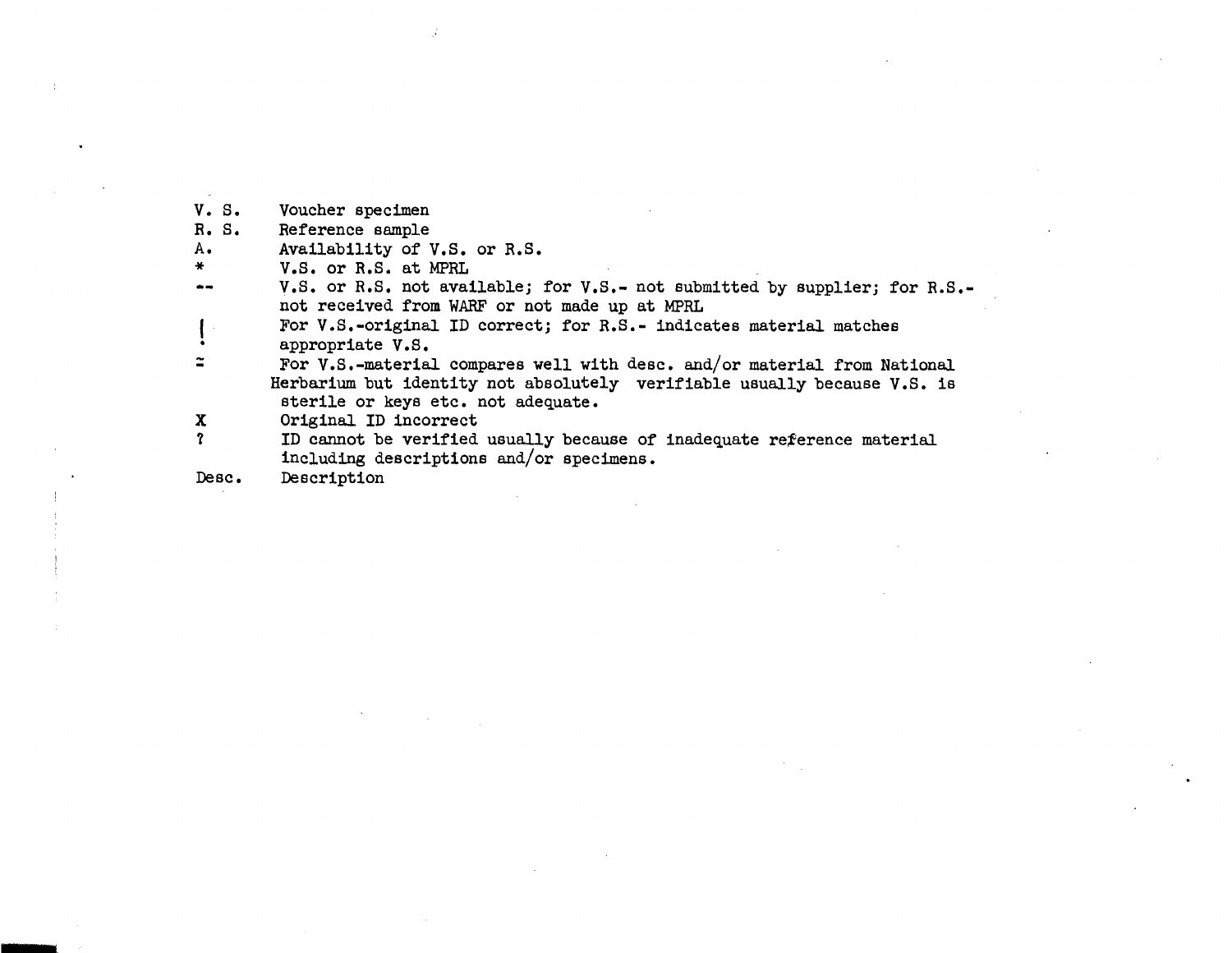| | |
|---|---|
| V. S. | Voucher specimen |
| R. S. | Reference sample |
| A. | Availability of V.S. or R.S. |
| * | V.S. or R.S. at MPRL |
| -- | V.S. or R.S. not available; for V.S.- not submitted by supplier; for R.S.- not received from WARF or not made up at MPRL |
| ! | For V.S.-original ID correct; for R.S.- indicates material matches appropriate V.S. |
| ≃ | For V.S.-material compares well with desc. and/or material from National Herbarium but identity not absolutely verifiable usually because V.S. is sterile or keys etc. not adequate. |
| X | Original ID incorrect |
| ? | ID cannot be verified usually because of inadequate reference material including descriptions and/or specimens. |
| Desc. | Description |